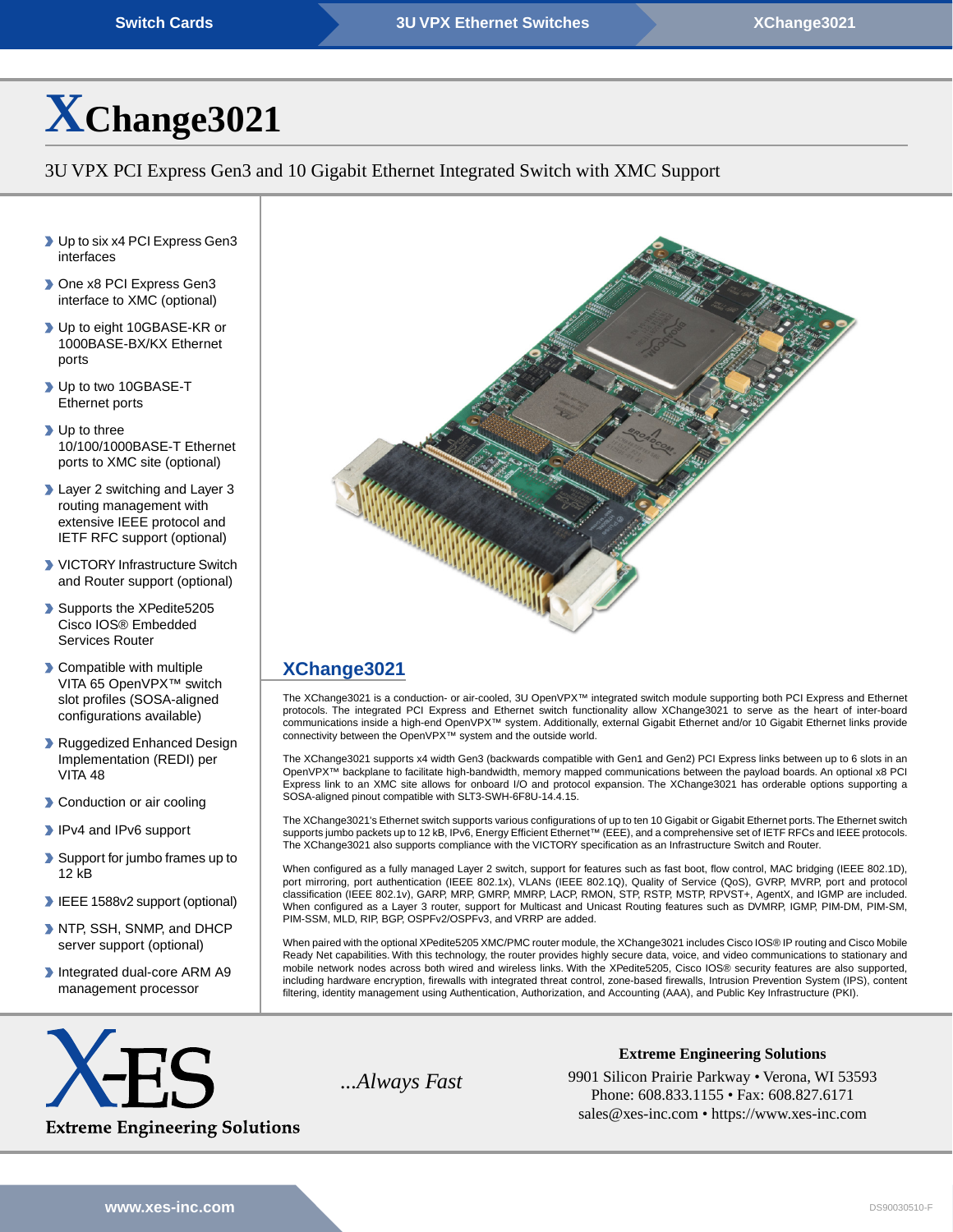Switch Cards | 3U VPX Ethernet Switches | XChange3021

# XChange3021

3U VPX PCI Express Gen3 and 10 Gigabit Ethernet Integrated Switch with XMC Support

- Up to six x4 PCI Express Gen3 interfaces
- One x8 PCI Express Gen3 interface to XMC (optional)
- Up to eight 10GBASE-KR or 1000BASE-BX/KX Ethernet ports
- Up to two 10GBASE-T Ethernet ports
- Up to three 10/100/1000BASE-T Ethernet ports to XMC site (optional)
- Layer 2 switching and Layer 3 routing management with extensive IEEE protocol and IETF RFC support (optional)
- VICTORY Infrastructure Switch and Router support (optional)
- Supports the XPedite5205 Cisco IOS® Embedded Services Router
- Compatible with multiple VITA 65 OpenVPX™ switch slot profiles (SOSA-aligned configurations available)
- Ruggedized Enhanced Design Implementation (REDI) per VITA 48
- Conduction or air cooling
- IPv4 and IPv6 support
- Support for jumbo frames up to 12 kB
- IEEE 1588v2 support (optional)
- NTP, SSH, SNMP, and DHCP server support (optional)
- Integrated dual-core ARM A9 management processor

## XChange3021

The XChange3021 is a conduction- or air-cooled, 3U OpenVPX™ integrated switch module supporting both PCI Express and Ethernet protocols. The integrated PCI Express and Ethernet switch functionality allow XChange3021 to serve as the heart of inter-board communications inside a high-end OpenVPX™ system. Additionally, external Gigabit Ethernet and/or 10 Gigabit Ethernet links provide connectivity between the OpenVPX™ system and the outside world.

The XChange3021 supports x4 width Gen3 (backwards compatible with Gen1 and Gen2) PCI Express links between up to 6 slots in an OpenVPX™ backplane to facilitate high-bandwidth, memory mapped communications between the payload boards. An optional x8 PCI Express link to an XMC site allows for onboard I/O and protocol expansion. The XChange3021 has orderable options supporting a SOSA-aligned pinout compatible with SLT3-SWH-6F8U-14.4.15.

The XChange3021's Ethernet switch supports various configurations of up to ten 10 Gigabit or Gigabit Ethernet ports. The Ethernet switch supports jumbo packets up to 12 kB, IPv6, Energy Efficient Ethernet™ (EEE), and a comprehensive set of IETF RFCs and IEEE protocols. The XChange3021 also supports compliance with the VICTORY specification as an Infrastructure Switch and Router.

When configured as a fully managed Layer 2 switch, support for features such as fast boot, flow control, MAC bridging (IEEE 802.1D), port mirroring, port authentication (IEEE 802.1x), VLANs (IEEE 802.1Q), Quality of Service (QoS), GVRP, MVRP, port and protocol classification (IEEE 802.1v), GARP, MRP, GMRP, MMRP, LACP, RMON, STP, RSTP, MSTP, RPVST+, AgentX, and IGMP are included. When configured as a Layer 3 router, support for Multicast and Unicast Routing features such as DVMRP, IGMP, PIM-DM, PIM-SM, PIM-SSM, MLD, RIP, BGP, OSPFv2/OSPFv3, and VRRP are added.

When paired with the optional XPedite5205 XMC/PMC router module, the XChange3021 includes Cisco IOS® IP routing and Cisco Mobile Ready Net capabilities. With this technology, the router provides highly secure data, voice, and video communications to stationary and mobile network nodes across both wired and wireless links. With the XPedite5205, Cisco IOS® security features are also supported, including hardware encryption, firewalls with integrated threat control, zone-based firewalls, Intrusion Prevention System (IPS), content filtering, identity management using Authentication, Authorization, and Accounting (AAA), and Public Key Infrastructure (PKI).

X-ES
Extreme Engineering Solutions

*...Always Fast*

**Extreme Engineering Solutions**
9901 Silicon Prairie Parkway • Verona, WI 53593
Phone: 608.833.1155 • Fax: 608.827.6171
sales@xes-inc.com • https://www.xes-inc.com

www.xes-inc.com

DS90030510-F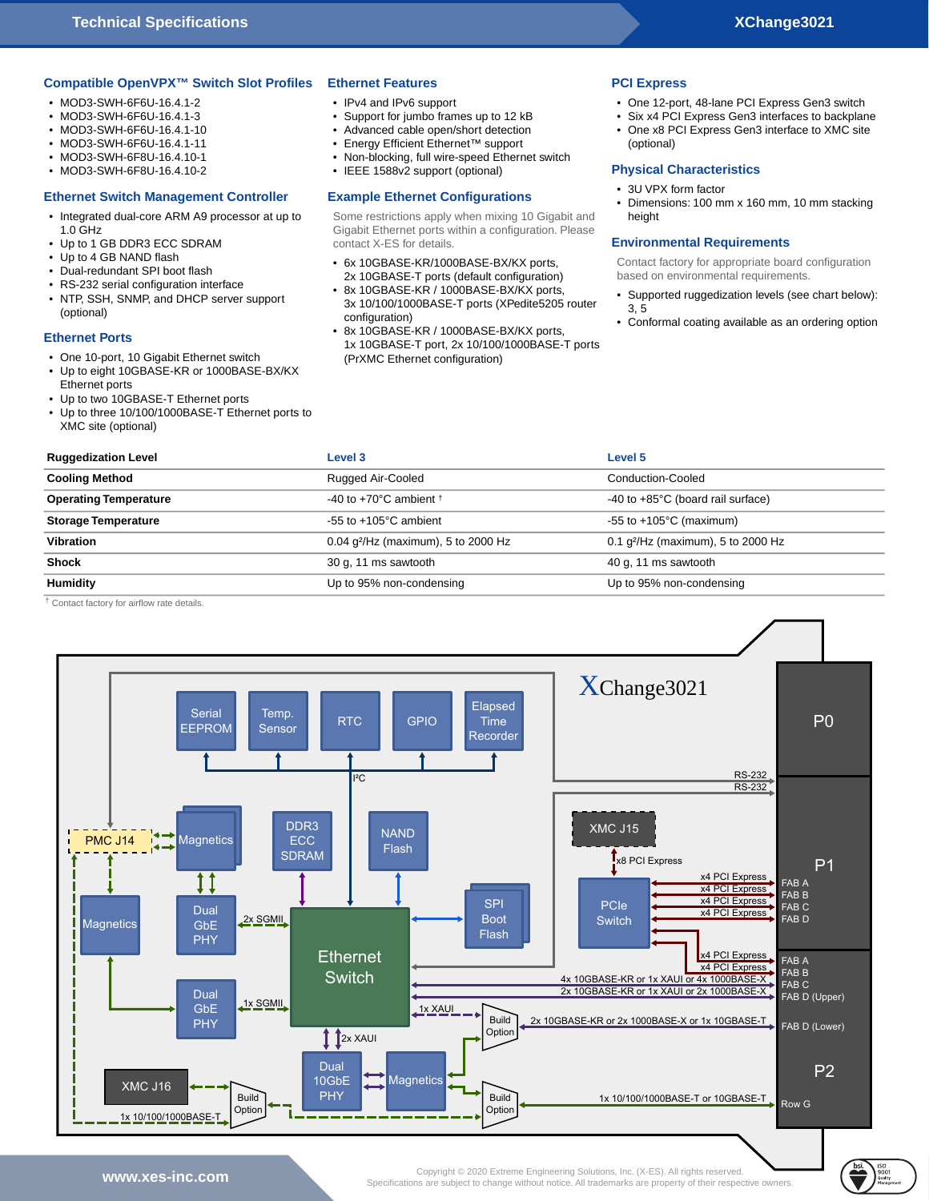## Compatible OpenVPX™ Switch Slot Profiles

- MOD3-SWH-6F6U-16.4.1-2
- MOD3-SWH-6F6U-16.4.1-3
- MOD3-SWH-6F6U-16.4.1-10
- MOD3-SWH-6F6U-16.4.1-11
- MOD3-SWH-6F8U-16.4.10-1
- MOD3-SWH-6F8U-16.4.10-2

## Ethernet Switch Management Controller

- Integrated dual-core ARM A9 processor at up to 1.0 GHz
- Up to 1 GB DDR3 ECC SDRAM
- Up to 4 GB NAND flash
- Dual-redundant SPI boot flash
- RS-232 serial configuration interface
- NTP, SSH, SNMP, and DHCP server support (optional)

## Ethernet Ports

- One 10-port, 10 Gigabit Ethernet switch
- Up to eight 10GBASE-KR or 1000BASE-BX/KX Ethernet ports
- Up to two 10GBASE-T Ethernet ports
- Up to three 10/100/1000BASE-T Ethernet ports to XMC site (optional)

## Ethernet Features

- IPv4 and IPv6 support
- Support for jumbo frames up to 12 kB
- Advanced cable open/short detection
- Energy Efficient Ethernet™ support
- Non-blocking, full wire-speed Ethernet switch
- IEEE 1588v2 support (optional)

## Example Ethernet Configurations

Some restrictions apply when mixing 10 Gigabit and Gigabit Ethernet ports within a configuration. Please contact X-ES for details.

- 6x 10GBASE-KR/1000BASE-BX/KX ports, 2x 10GBASE-T ports (default configuration)
- 8x 10GBASE-KR / 1000BASE-BX/KX ports, 3x 10/100/1000BASE-T ports (XPedite5205 router configuration)
- 8x 10GBASE-KR / 1000BASE-BX/KX ports, 1x 10GBASE-T port, 2x 10/100/1000BASE-T ports (PrXMC Ethernet configuration)

## PCI Express

- One 12-port, 48-lane PCI Express Gen3 switch
- Six x4 PCI Express Gen3 interfaces to backplane
- One x8 PCI Express Gen3 interface to XMC site (optional)

## Physical Characteristics

- 3U VPX form factor
- Dimensions: 100 mm x 160 mm, 10 mm stacking height

## Environmental Requirements

Contact factory for appropriate board configuration based on environmental requirements.

- Supported ruggedization levels (see chart below): 3, 5
- Conformal coating available as an ordering option

| Ruggedization Level | Level 3 | Level 5 |
|---|---|---|
| Cooling Method | Rugged Air-Cooled | Conduction-Cooled |
| Operating Temperature | -40 to +70°C ambient † | -40 to +85°C (board rail surface) |
| Storage Temperature | -55 to +105°C ambient | -55 to +105°C (maximum) |
| Vibration | 0.04 g²/Hz (maximum), 5 to 2000 Hz | 0.1 g²/Hz (maximum), 5 to 2000 Hz |
| Shock | 30 g, 11 ms sawtooth | 40 g, 11 ms sawtooth |
| Humidity | Up to 95% non-condensing | Up to 95% non-condensing |

† Contact factory for airflow rate details.

XChange3021

Serial EEPROM
Temp. Sensor
RTC
GPIO
Elapsed Time Recorder
I²C
P0
RS-232
RS-232
PMC J14
Magnetics
DDR3 ECC SDRAM
NAND Flash
XMC J15
x8 PCI Express
P1
x4 PCI Express
x4 PCI Express
x4 PCI Express
x4 PCI Express
FAB A
FAB B
FAB C
FAB D
Magnetics
Dual GbE PHY
2x SGMII
Ethernet Switch
SPI Boot Flash
PCIe Switch
x4 PCI Express
x4 PCI Express
FAB A
FAB B
FAB C
FAB D (Upper)
4x 10GBASE-KR or 1x XAUI or 4x 1000BASE-X
2x 10GBASE-KR or 1x XAUI or 2x 1000BASE-X
Dual GbE PHY
1x SGMII
1x XAUI
Build Option
2x 10GBASE-KR or 2x 1000BASE-X or 1x 10GBASE-T
FAB D (Lower)
2x XAUI
Dual 10GbE PHY
Magnetics
P2
XMC J16
Build Option
Build Option
1x 10/100/1000BASE-T or 10GBASE-T
Row G
1x 10/100/1000BASE-T